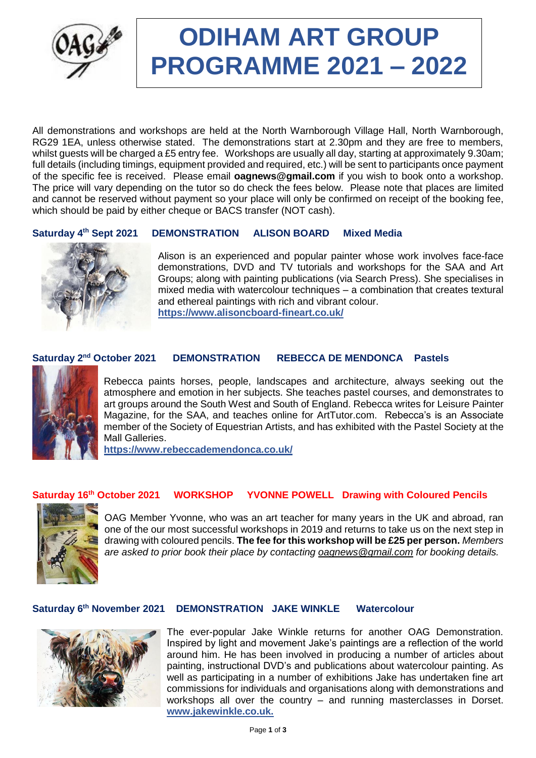# ODIHAM ART GROUP PROGRAMME 2021 – 2022

All demonstrations and workshops are held at the North Warnborough Village Hall, North Warnborough, RG29 1EA, unless otherwise stated. The demonstrations start at 2.30pm and they are free to members, whilst guests will be charged a £5 entry fee. Workshops are usually all day, starting at approximately 9.30am; full details (including timings, equipment provided and required, etc.) will be sent to participants once payment of the specific fee is received. Please email **oagnews@gmail.com** if you wish to book onto a workshop. The price will vary depending on the tutor so do check the fees below. Please note that places are limited and cannot be reserved without payment so your place will only be confirmed on receipt of the booking fee, which should be paid by either cheque or BACS transfer (NOT cash).

### Saturday 4th Sept 2021 DEMONSTRATION ALISON BOARD Mixed Media

Alison is an experienced and popular painter whose work involves face-face demonstrations, DVD and TV tutorials and workshops for the SAA and Art Groups; along with painting publications (via Search Press). She specialises in mixed media with watercolour techniques – a combination that creates textural and ethereal paintings with rich and vibrant colour.
**https://www.alisoncboard-fineart.co.uk/**

### Saturday 2nd October 2021 DEMONSTRATION REBECCA DE MENDONCA Pastels

Rebecca paints horses, people, landscapes and architecture, always seeking out the atmosphere and emotion in her subjects. She teaches pastel courses, and demonstrates to art groups around the South West and South of England. Rebecca writes for Leisure Painter Magazine, for the SAA, and teaches online for ArtTutor.com. Rebecca's is an Associate member of the Society of Equestrian Artists, and has exhibited with the Pastel Society at the Mall Galleries.
**https://www.rebeccademendonca.co.uk/**

### Saturday 16th October 2021 WORKSHOP YVONNE POWELL Drawing with Coloured Pencils

OAG Member Yvonne, who was an art teacher for many years in the UK and abroad, ran one of the our most successful workshops in 2019 and returns to take us on the next step in drawing with coloured pencils. **The fee for this workshop will be £25 per person.** *Members are asked to prior book their place by contacting oagnews@gmail.com for booking details.*

### Saturday 6th November 2021 DEMONSTRATION JAKE WINKLE Watercolour

The ever-popular Jake Winkle returns for another OAG Demonstration. Inspired by light and movement Jake's paintings are a reflection of the world around him. He has been involved in producing a number of articles about painting, instructional DVD's and publications about watercolour painting. As well as participating in a number of exhibitions Jake has undertaken fine art commissions for individuals and organisations along with demonstrations and workshops all over the country – and running masterclasses in Dorset. **www.jakewinkle.co.uk.**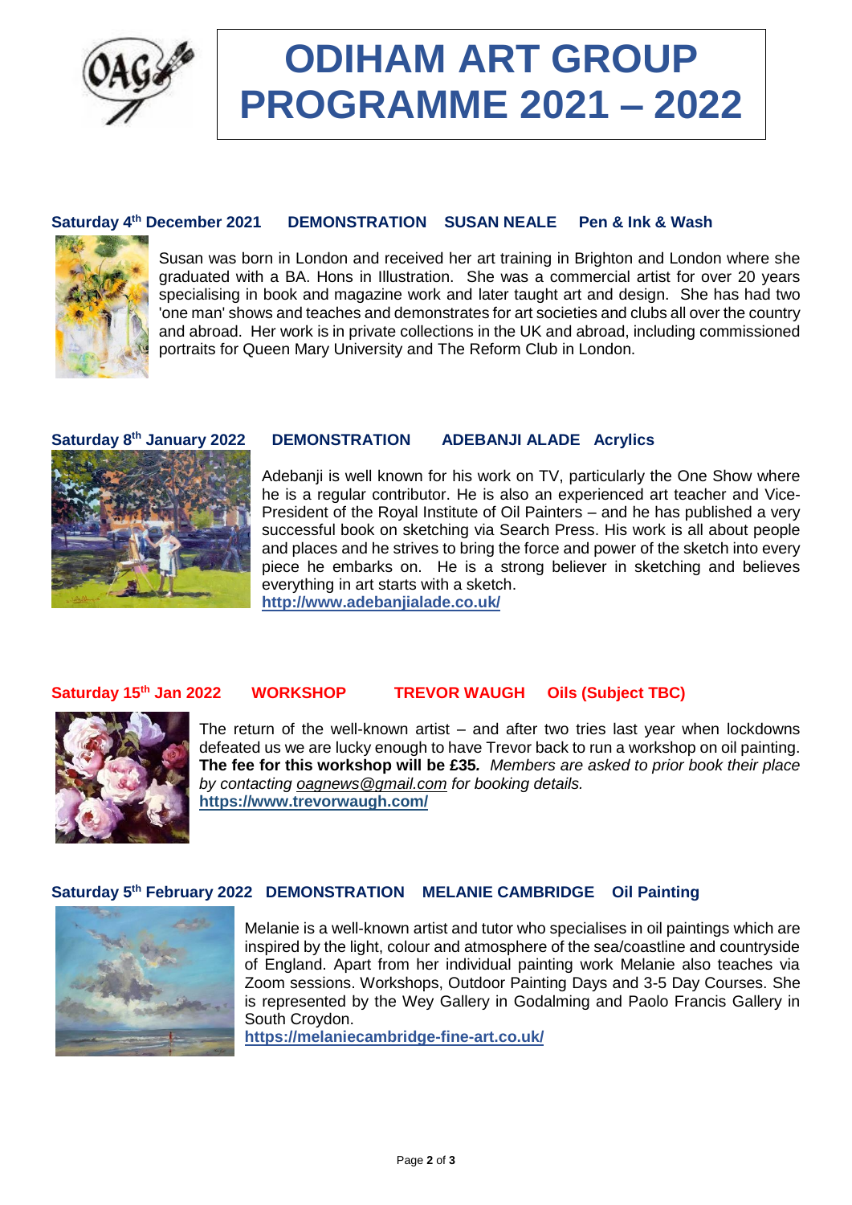# ODIHAM ART GROUP PROGRAMME 2021 – 2022

### Saturday 4th December 2021 DEMONSTRATION SUSAN NEALE Pen & Ink & Wash

Susan was born in London and received her art training in Brighton and London where she graduated with a BA. Hons in Illustration. She was a commercial artist for over 20 years specialising in book and magazine work and later taught art and design. She has had two 'one man' shows and teaches and demonstrates for art societies and clubs all over the country and abroad. Her work is in private collections in the UK and abroad, including commissioned portraits for Queen Mary University and The Reform Club in London.

### Saturday 8th January 2022 DEMONSTRATION ADEBANJI ALADE Acrylics

Adebanji is well known for his work on TV, particularly the One Show where he is a regular contributor. He is also an experienced art teacher and Vice-President of the Royal Institute of Oil Painters – and he has published a very successful book on sketching via Search Press. His work is all about people and places and he strives to bring the force and power of the sketch into every piece he embarks on. He is a strong believer in sketching and believes everything in art starts with a sketch.
**http://www.adebanjialade.co.uk/**

### Saturday 15th Jan 2022 WORKSHOP TREVOR WAUGH Oils (Subject TBC)

The return of the well-known artist – and after two tries last year when lockdowns defeated us we are lucky enough to have Trevor back to run a workshop on oil painting. **The fee for this workshop will be £35.** *Members are asked to prior book their place by contacting oagnews@gmail.com for booking details.*
**https://www.trevorwaugh.com/**

### Saturday 5th February 2022 DEMONSTRATION MELANIE CAMBRIDGE Oil Painting

Melanie is a well-known artist and tutor who specialises in oil paintings which are inspired by the light, colour and atmosphere of the sea/coastline and countryside of England. Apart from her individual painting work Melanie also teaches via Zoom sessions. Workshops, Outdoor Painting Days and 3-5 Day Courses. She is represented by the Wey Gallery in Godalming and Paolo Francis Gallery in South Croydon.
**https://melaniecambridge-fine-art.co.uk/**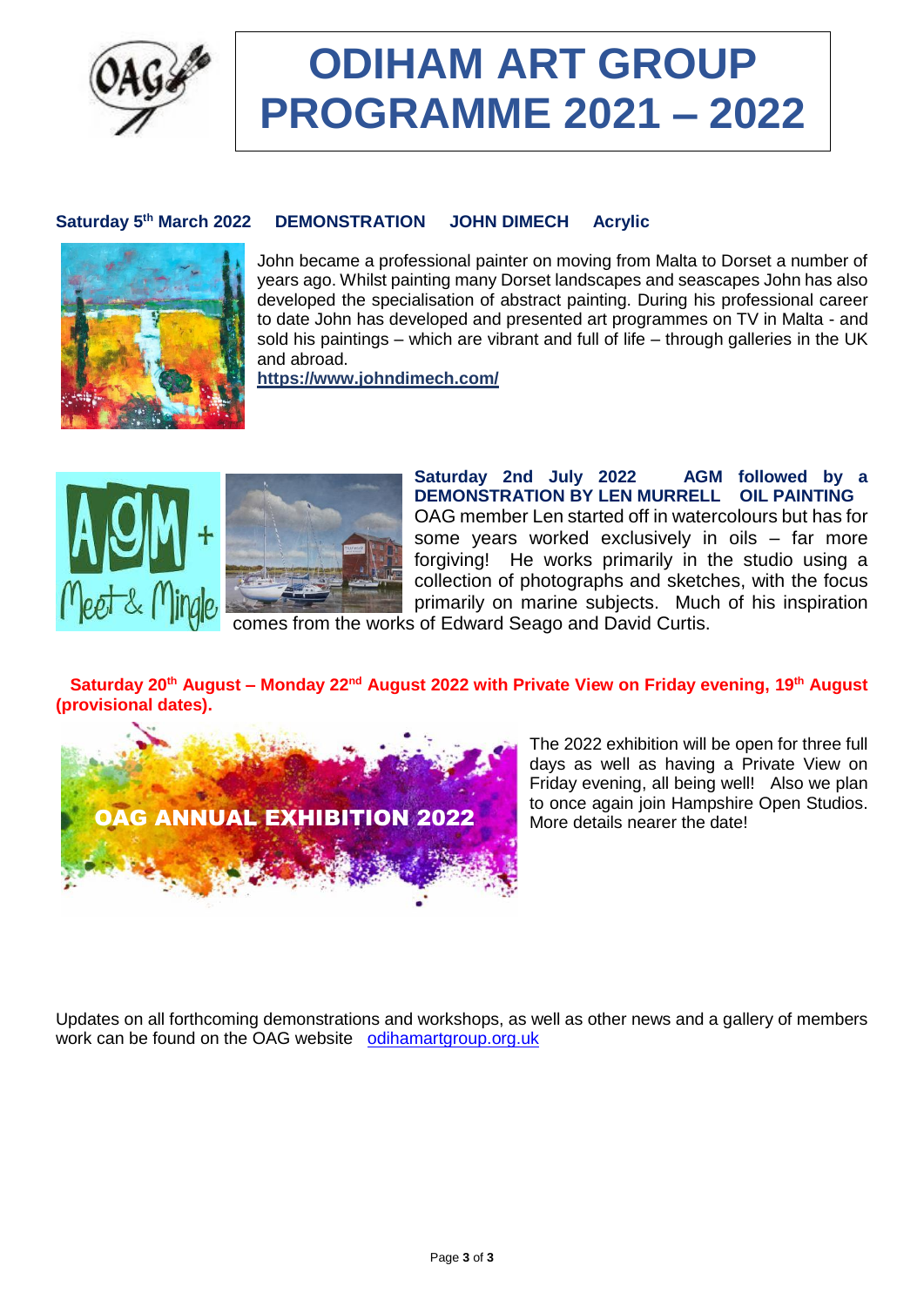# ODIHAM ART GROUP PROGRAMME 2021 – 2022

**Saturday 5th March 2022 DEMONSTRATION JOHN DIMECH Acrylic**

John became a professional painter on moving from Malta to Dorset a number of years ago. Whilst painting many Dorset landscapes and seascapes John has also developed the specialisation of abstract painting. During his professional career to date John has developed and presented art programmes on TV in Malta - and sold his paintings – which are vibrant and full of life – through galleries in the UK and abroad.

**https://www.johndimech.com/**

**Saturday 2nd July 2022 AGM followed by a DEMONSTRATION BY LEN MURRELL OIL PAINTING**

OAG member Len started off in watercolours but has for some years worked exclusively in oils – far more forgiving! He works primarily in the studio using a collection of photographs and sketches, with the focus primarily on marine subjects. Much of his inspiration comes from the works of Edward Seago and David Curtis.

**Saturday 20th August – Monday 22nd August 2022 with Private View on Friday evening, 19th August (provisional dates).**

OAG ANNUAL EXHIBITION 2022

The 2022 exhibition will be open for three full days as well as having a Private View on Friday evening, all being well! Also we plan to once again join Hampshire Open Studios. More details nearer the date!

Updates on all forthcoming demonstrations and workshops, as well as other news and a gallery of members work can be found on the OAG website odihamartgroup.org.uk